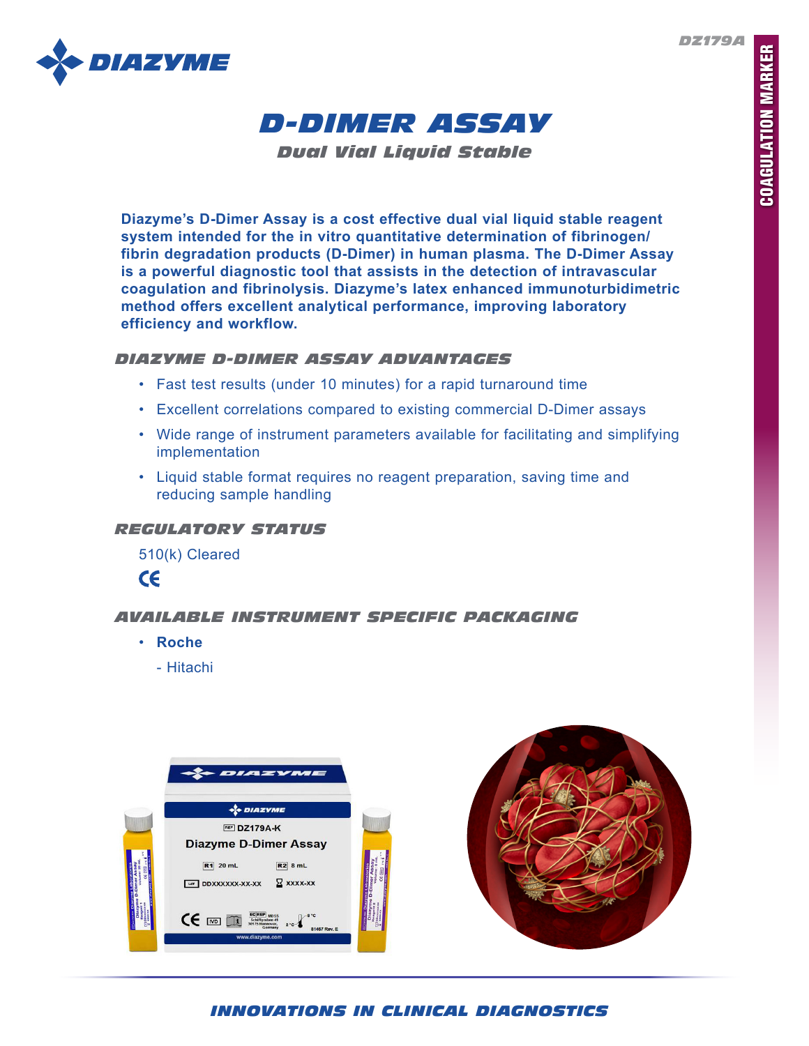DZ179A

COAGULATION MARKER

# D-DIMER ASSAY

## Dual Vial Liquid Stable

**Diazyme's D-Dimer Assay is a cost effective dual vial liquid stable reagent system intended for the in vitro quantitative determination of fibrinogen/ fibrin degradation products (D-Dimer) in human plasma. The D-Dimer Assay is a powerful diagnostic tool that assists in the detection of intravascular coagulation and fibrinolysis. Diazyme's latex enhanced immunoturbidimetric method offers excellent analytical performance, improving laboratory efficiency and workflow.**

### DIAZYME D-DIMER ASSAY ADVANTAGES

- Fast test results (under 10 minutes) for a rapid turnaround time
- Excellent correlations compared to existing commercial D-Dimer assays
- Wide range of instrument parameters available for facilitating and simplifying implementation
- Liquid stable format requires no reagent preparation, saving time and reducing sample handling

### REGULATORY STATUS

510(k) Cleared

CE

### AVAILABLE INSTRUMENT SPECIFIC PACKAGING

- **Roche**
  - Hitachi

INNOVATIONS IN CLINICAL DIAGNOSTICS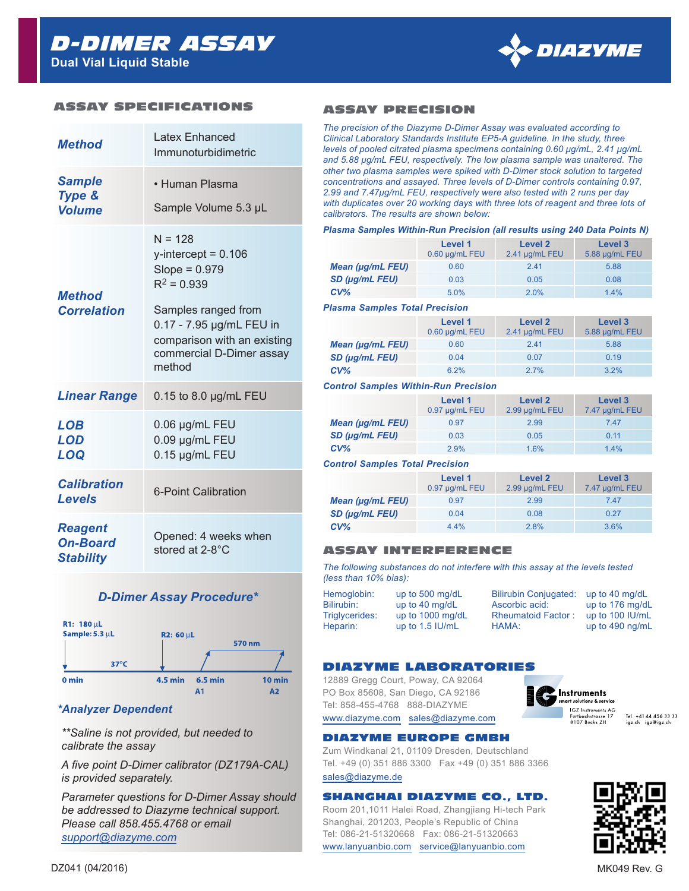# D-DIMER ASSAY

**Dual Vial Liquid Stable**

DIAZYME

## ASSAY SPECIFICATIONS

| | |
|---|---|
| ***Method*** | Latex Enhanced Immunoturbidimetric |
| ***Sample Type & Volume*** | • Human Plasma<br>Sample Volume 5.3 µL |
| ***Method Correlation*** | N = 128<br>y-intercept = 0.106<br>Slope = 0.979<br>$R^2$ = 0.939<br>Samples ranged from 0.17 - 7.95 µg/mL FEU in comparison with an existing commercial D-Dimer assay method |
| ***Linear Range*** | 0.15 to 8.0 µg/mL FEU |
| ***LOB***<br>***LOD***<br>***LOQ*** | 0.06 µg/mL FEU<br>0.09 µg/mL FEU<br>0.15 µg/mL FEU |
| ***Calibration Levels*** | 6-Point Calibration |
| ***Reagent On-Board Stability*** | Opened: 4 weeks when stored at 2-8°C |

### *D-Dimer Assay Procedure**

R1: 180 µL
Sample: 5.3 µL
37°C
R2: 60 µL
570 nm
0 min
4.5 min
6.5 min
A1
10 min
A2

****Analyzer Dependent***

*\*\*Saline is not provided, but needed to calibrate the assay*

*A five point D-Dimer calibrator (DZ179A-CAL) is provided separately.*

*Parameter questions for D-Dimer Assay should be addressed to Diazyme technical support. Please call 858.455.4768 or email support@diazyme.com*

## ASSAY PRECISION

*The precision of the Diazyme D-Dimer Assay was evaluated according to Clinical Laboratory Standards Institute EP5-A guideline. In the study, three levels of pooled citrated plasma specimens containing 0.60 µg/mL, 2.41 µg/mL and 5.88 µg/mL FEU, respectively. The low plasma sample was unaltered. The other two plasma samples were spiked with D-Dimer stock solution to targeted concentrations and assayed. Three levels of D-Dimer controls containing 0.97, 2.99 and 7.47µg/mL FEU, respectively were also tested with 2 runs per day with duplicates over 20 working days with three lots of reagent and three lots of calibrators. The results are shown below:*

***Plasma Samples Within-Run Precision (all results using 240 Data Points N)***

| | Level 1<br>0.60 µg/mL FEU | Level 2<br>2.41 µg/mL FEU | Level 3<br>5.88 µg/mL FEU |
|---|---|---|---|
| ***Mean (µg/mL FEU)*** | 0.60 | 2.41 | 5.88 |
| ***SD (µg/mL FEU)*** | 0.03 | 0.05 | 0.08 |
| ***CV%*** | 5.0% | 2.0% | 1.4% |

***Plasma Samples Total Precision***

| | Level 1<br>0.60 µg/mL FEU | Level 2<br>2.41 µg/mL FEU | Level 3<br>5.88 µg/mL FEU |
|---|---|---|---|
| ***Mean (µg/mL FEU)*** | 0.60 | 2.41 | 5.88 |
| ***SD (µg/mL FEU)*** | 0.04 | 0.07 | 0.19 |
| ***CV%*** | 6.2% | 2.7% | 3.2% |

***Control Samples Within-Run Precision***

| | Level 1<br>0.97 µg/mL FEU | Level 2<br>2.99 µg/mL FEU | Level 3<br>7.47 µg/mL FEU |
|---|---|---|---|
| ***Mean (µg/mL FEU)*** | 0.97 | 2.99 | 7.47 |
| ***SD (µg/mL FEU)*** | 0.03 | 0.05 | 0.11 |
| ***CV%*** | 2.9% | 1.6% | 1.4% |

***Control Samples Total Precision***

| | Level 1<br>0.97 µg/mL FEU | Level 2<br>2.99 µg/mL FEU | Level 3<br>7.47 µg/mL FEU |
|---|---|---|---|
| ***Mean (µg/mL FEU)*** | 0.97 | 2.99 | 7.47 |
| ***SD (µg/mL FEU)*** | 0.04 | 0.08 | 0.27 |
| ***CV%*** | 4.4% | 2.8% | 3.6% |

## ASSAY INTERFERENCE

*The following substances do not interfere with this assay at the levels tested (less than 10% bias):*

| | | | |
|---|---|---|---|
| Hemoglobin: | up to 500 mg/dL | Bilirubin Conjugated: | up to 40 mg/dL |
| Bilirubin: | up to 40 mg/dL | Ascorbic acid: | up to 176 mg/dL |
| Triglycerides: | up to 1000 mg/dL | Rheumatoid Factor : | up to 100 IU/mL |
| Heparin: | up to 1.5 IU/mL | HAMA: | up to 490 ng/mL |

## DIAZYME LABORATORIES

12889 Gregg Court, Poway, CA 92064
PO Box 85608, San Diego, CA 92186
Tel: 858-455-4768 888-DIAZYME
www.diazyme.com sales@diazyme.com

IG Instruments
smart solutions & service
IGZ Instruments AG
Furtbachstrasse 17
8107 Buchs ZH
Tel. +41 44 456 33 33
igz.ch igz@igz.ch

## DIAZYME EUROPE GMBH

Zum Windkanal 21, 01109 Dresden, Deutschland
Tel. +49 (0) 351 886 3300 Fax +49 (0) 351 886 3366
sales@diazyme.de

## SHANGHAI DIAZYME CO., LTD.

Room 201,1011 Halei Road, Zhangjiang Hi-tech Park
Shanghai, 201203, People's Republic of China
Tel: 086-21-51320668 Fax: 086-21-51320663
www.lanyuanbio.com service@lanyuanbio.com

DZ041 (04/2016)

MK049 Rev. G